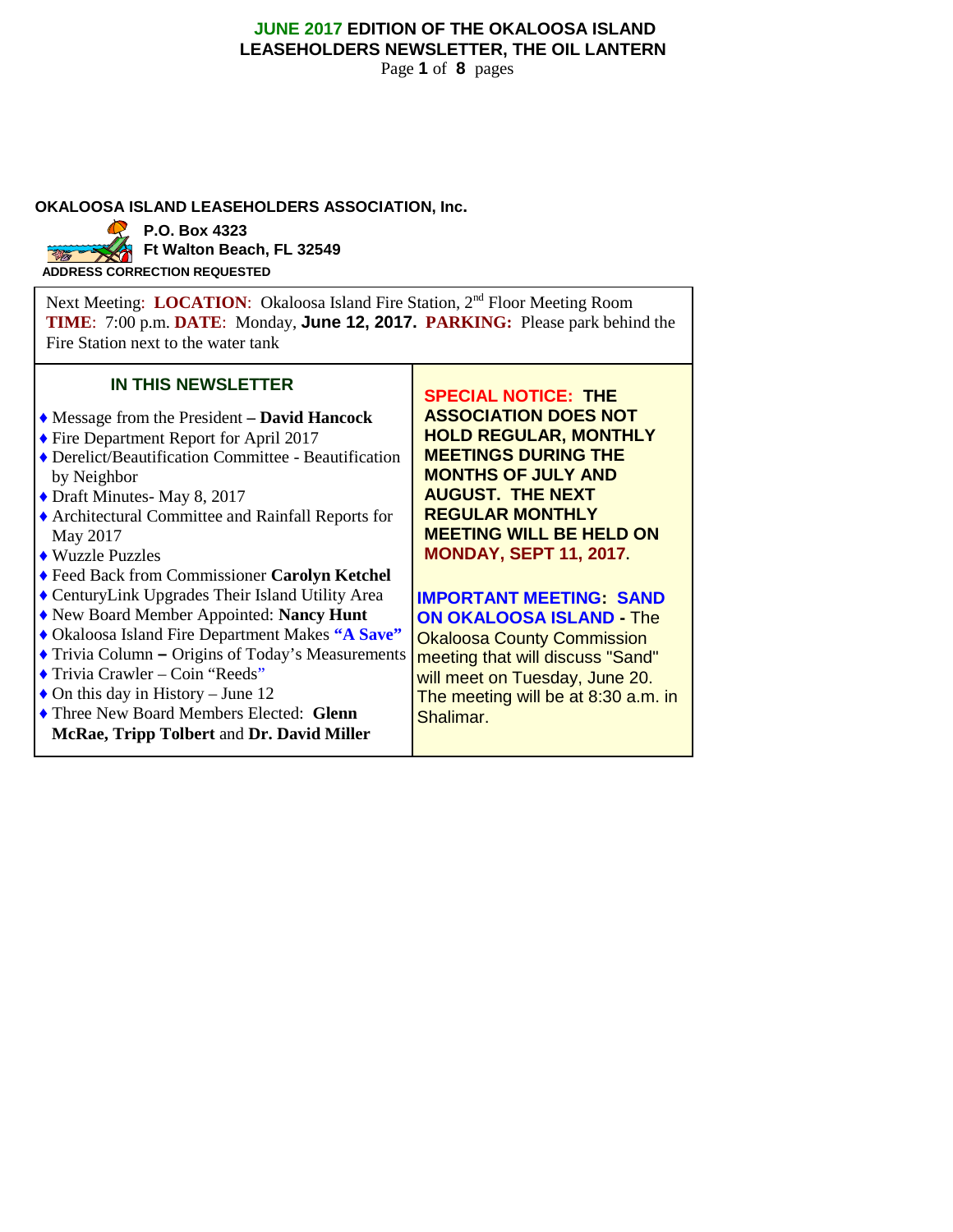# JUNE 2017 EDITION OF THE OKALOOSA ISLAND LEASEHOLDERS NEWSLETTER, THE OIL LANTERN

**OKALOOSA ISLAND LEASEHOLDERS ASSOCIATION, Inc.**

**P.O. Box 4323**
**Ft Walton Beach, FL 32549**

**ADDRESS CORRECTION REQUESTED**

Next Meeting: **LOCATION**: Okaloosa Island Fire Station, 2nd Floor Meeting Room **TIME**: 7:00 p.m. **DATE**: Monday, **June 12, 2017. PARKING:** Please park behind the Fire Station next to the water tank

## IN THIS NEWSLETTER

- Message from the President **– David Hancock**
- Fire Department Report for April 2017
- Derelict/Beautification Committee - Beautification by Neighbor
- Draft Minutes- May 8, 2017
- Architectural Committee and Rainfall Reports for May 2017
- Wuzzle Puzzles
- Feed Back from Commissioner **Carolyn Ketchel**
- CenturyLink Upgrades Their Island Utility Area
- New Board Member Appointed: **Nancy Hunt**
- Okaloosa Island Fire Department Makes **"A Save"**
- Trivia Column **–** Origins of Today's Measurements
- Trivia Crawler – Coin "Reeds"
- On this day in History – June 12
- Three New Board Members Elected: **Glenn McRae, Tripp Tolbert** and **Dr. David Miller**

**SPECIAL NOTICE: THE ASSOCIATION DOES NOT HOLD REGULAR, MONTHLY MEETINGS DURING THE MONTHS OF JULY AND AUGUST. THE NEXT REGULAR MONTHLY MEETING WILL BE HELD ON MONDAY, SEPT 11, 2017.**

**IMPORTANT MEETING: SAND ON OKALOOSA ISLAND -** The Okaloosa County Commission meeting that will discuss "Sand" will meet on Tuesday, June 20. The meeting will be at 8:30 a.m. in Shalimar.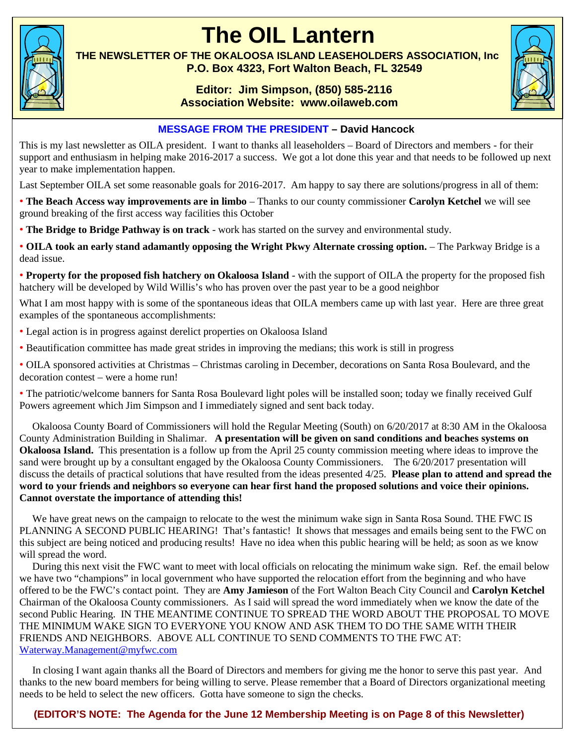# The OIL Lantern

**THE NEWSLETTER OF THE OKALOOSA ISLAND LEASEHOLDERS ASSOCIATION, Inc**
**P.O. Box 4323, Fort Walton Beach, FL 32549**

**Editor: Jim Simpson, (850) 585-2116**
**Association Website: www.oilaweb.com**

## MESSAGE FROM THE PRESIDENT – David Hancock

This is my last newsletter as OILA president. I want to thanks all leaseholders – Board of Directors and members - for their support and enthusiasm in helping make 2016-2017 a success. We got a lot done this year and that needs to be followed up next year to make implementation happen.

Last September OILA set some reasonable goals for 2016-2017. Am happy to say there are solutions/progress in all of them:

- **The Beach Access way improvements are in limbo** – Thanks to our county commissioner **Carolyn Ketchel** we will see ground breaking of the first access way facilities this October
- **The Bridge to Bridge Pathway is on track** - work has started on the survey and environmental study.
- **OILA took an early stand adamantly opposing the Wright Pkwy Alternate crossing option.** – The Parkway Bridge is a dead issue.
- **Property for the proposed fish hatchery on Okaloosa Island** - with the support of OILA the property for the proposed fish hatchery will be developed by Wild Willis's who has proven over the past year to be a good neighbor

What I am most happy with is some of the spontaneous ideas that OILA members came up with last year. Here are three great examples of the spontaneous accomplishments:

- Legal action is in progress against derelict properties on Okaloosa Island
- Beautification committee has made great strides in improving the medians; this work is still in progress
- OILA sponsored activities at Christmas – Christmas caroling in December, decorations on Santa Rosa Boulevard, and the decoration contest – were a home run!
- The patriotic/welcome banners for Santa Rosa Boulevard light poles will be installed soon; today we finally received Gulf Powers agreement which Jim Simpson and I immediately signed and sent back today.

Okaloosa County Board of Commissioners will hold the Regular Meeting (South) on 6/20/2017 at 8:30 AM in the Okaloosa County Administration Building in Shalimar. **A presentation will be given on sand conditions and beaches systems on Okaloosa Island.** This presentation is a follow up from the April 25 county commission meeting where ideas to improve the sand were brought up by a consultant engaged by the Okaloosa County Commissioners. The 6/20/2017 presentation will discuss the details of practical solutions that have resulted from the ideas presented 4/25. **Please plan to attend and spread the word to your friends and neighbors so everyone can hear first hand the proposed solutions and voice their opinions. Cannot overstate the importance of attending this!**

We have great news on the campaign to relocate to the west the minimum wake sign in Santa Rosa Sound. THE FWC IS PLANNING A SECOND PUBLIC HEARING! That's fantastic! It shows that messages and emails being sent to the FWC on this subject are being noticed and producing results! Have no idea when this public hearing will be held; as soon as we know will spread the word.

During this next visit the FWC want to meet with local officials on relocating the minimum wake sign. Ref. the email below we have two "champions" in local government who have supported the relocation effort from the beginning and who have offered to be the FWC's contact point. They are **Amy Jamieson** of the Fort Walton Beach City Council and **Carolyn Ketchel** Chairman of the Okaloosa County commissioners. As I said will spread the word immediately when we know the date of the second Public Hearing. IN THE MEANTIME CONTINUE TO SPREAD THE WORD ABOUT THE PROPOSAL TO MOVE THE MINIMUM WAKE SIGN TO EVERYONE YOU KNOW AND ASK THEM TO DO THE SAME WITH THEIR FRIENDS AND NEIGHBORS. ABOVE ALL CONTINUE TO SEND COMMENTS TO THE FWC AT: Waterway.Management@myfwc.com

In closing I want again thanks all the Board of Directors and members for giving me the honor to serve this past year. And thanks to the new board members for being willing to serve. Please remember that a Board of Directors organizational meeting needs to be held to select the new officers. Gotta have someone to sign the checks.

**(EDITOR'S NOTE: The Agenda for the June 12 Membership Meeting is on Page 8 of this Newsletter)**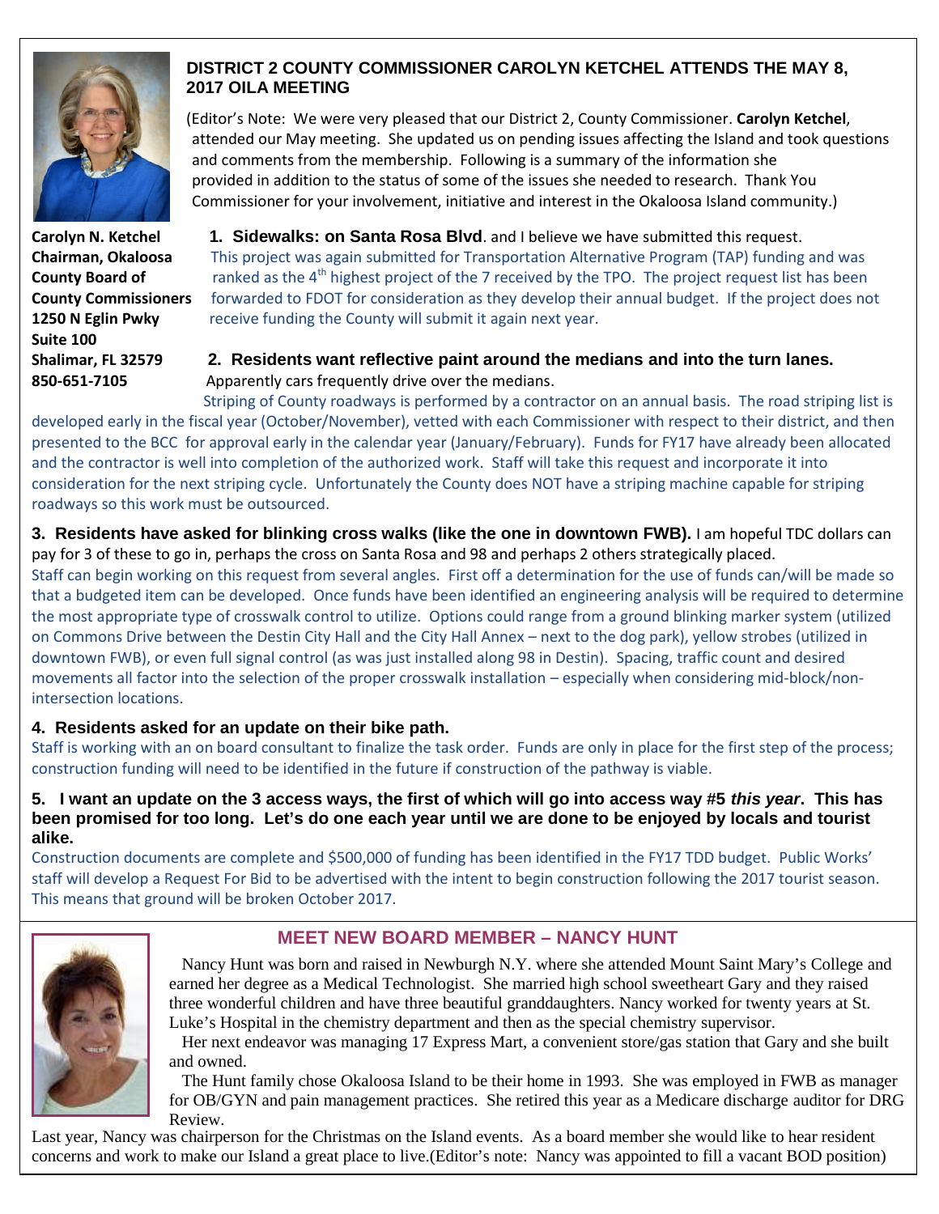## DISTRICT 2 COUNTY COMMISSIONER CAROLYN KETCHEL ATTENDS THE MAY 8, 2017 OILA MEETING

(Editor's Note: We were very pleased that our District 2, County Commissioner. **Carolyn Ketchel**, attended our May meeting. She updated us on pending issues affecting the Island and took questions and comments from the membership. Following is a summary of the information she provided in addition to the status of some of the issues she needed to research. Thank You Commissioner for your involvement, initiative and interest in the Okaloosa Island community.)

**Carolyn N. Ketchel**
**Chairman, Okaloosa County Board of County Commissioners**
**1250 N Eglin Pwky**
**Suite 100**
**Shalimar, FL 32579**
**850-651-7105**

**1. Sidewalks: on Santa Rosa Blvd**. and I believe we have submitted this request.
This project was again submitted for Transportation Alternative Program (TAP) funding and was ranked as the 4th highest project of the 7 received by the TPO. The project request list has been forwarded to FDOT for consideration as they develop their annual budget. If the project does not receive funding the County will submit it again next year.

**2. Residents want reflective paint around the medians and into the turn lanes.** Apparently cars frequently drive over the medians.
Striping of County roadways is performed by a contractor on an annual basis. The road striping list is developed early in the fiscal year (October/November), vetted with each Commissioner with respect to their district, and then presented to the BCC for approval early in the calendar year (January/February). Funds for FY17 have already been allocated and the contractor is well into completion of the authorized work. Staff will take this request and incorporate it into consideration for the next striping cycle. Unfortunately the County does NOT have a striping machine capable for striping roadways so this work must be outsourced.

**3. Residents have asked for blinking cross walks (like the one in downtown FWB).** I am hopeful TDC dollars can pay for 3 of these to go in, perhaps the cross on Santa Rosa and 98 and perhaps 2 others strategically placed.
Staff can begin working on this request from several angles. First off a determination for the use of funds can/will be made so that a budgeted item can be developed. Once funds have been identified an engineering analysis will be required to determine the most appropriate type of crosswalk control to utilize. Options could range from a ground blinking marker system (utilized on Commons Drive between the Destin City Hall and the City Hall Annex – next to the dog park), yellow strobes (utilized in downtown FWB), or even full signal control (as was just installed along 98 in Destin). Spacing, traffic count and desired movements all factor into the selection of the proper crosswalk installation – especially when considering mid-block/non-intersection locations.

**4. Residents asked for an update on their bike path.**
Staff is working with an on board consultant to finalize the task order. Funds are only in place for the first step of the process; construction funding will need to be identified in the future if construction of the pathway is viable.

**5. I want an update on the 3 access ways, the first of which will go into access way #5 *this year*. This has been promised for too long. Let's do one each year until we are done to be enjoyed by locals and tourist alike.**
Construction documents are complete and $500,000 of funding has been identified in the FY17 TDD budget. Public Works' staff will develop a Request For Bid to be advertised with the intent to begin construction following the 2017 tourist season. This means that ground will be broken October 2017.

## MEET NEW BOARD MEMBER – NANCY HUNT

Nancy Hunt was born and raised in Newburgh N.Y. where she attended Mount Saint Mary's College and earned her degree as a Medical Technologist. She married high school sweetheart Gary and they raised three wonderful children and have three beautiful granddaughters. Nancy worked for twenty years at St. Luke's Hospital in the chemistry department and then as the special chemistry supervisor.

Her next endeavor was managing 17 Express Mart, a convenient store/gas station that Gary and she built and owned.

The Hunt family chose Okaloosa Island to be their home in 1993. She was employed in FWB as manager for OB/GYN and pain management practices. She retired this year as a Medicare discharge auditor for DRG Review.

Last year, Nancy was chairperson for the Christmas on the Island events. As a board member she would like to hear resident concerns and work to make our Island a great place to live.(Editor's note: Nancy was appointed to fill a vacant BOD position)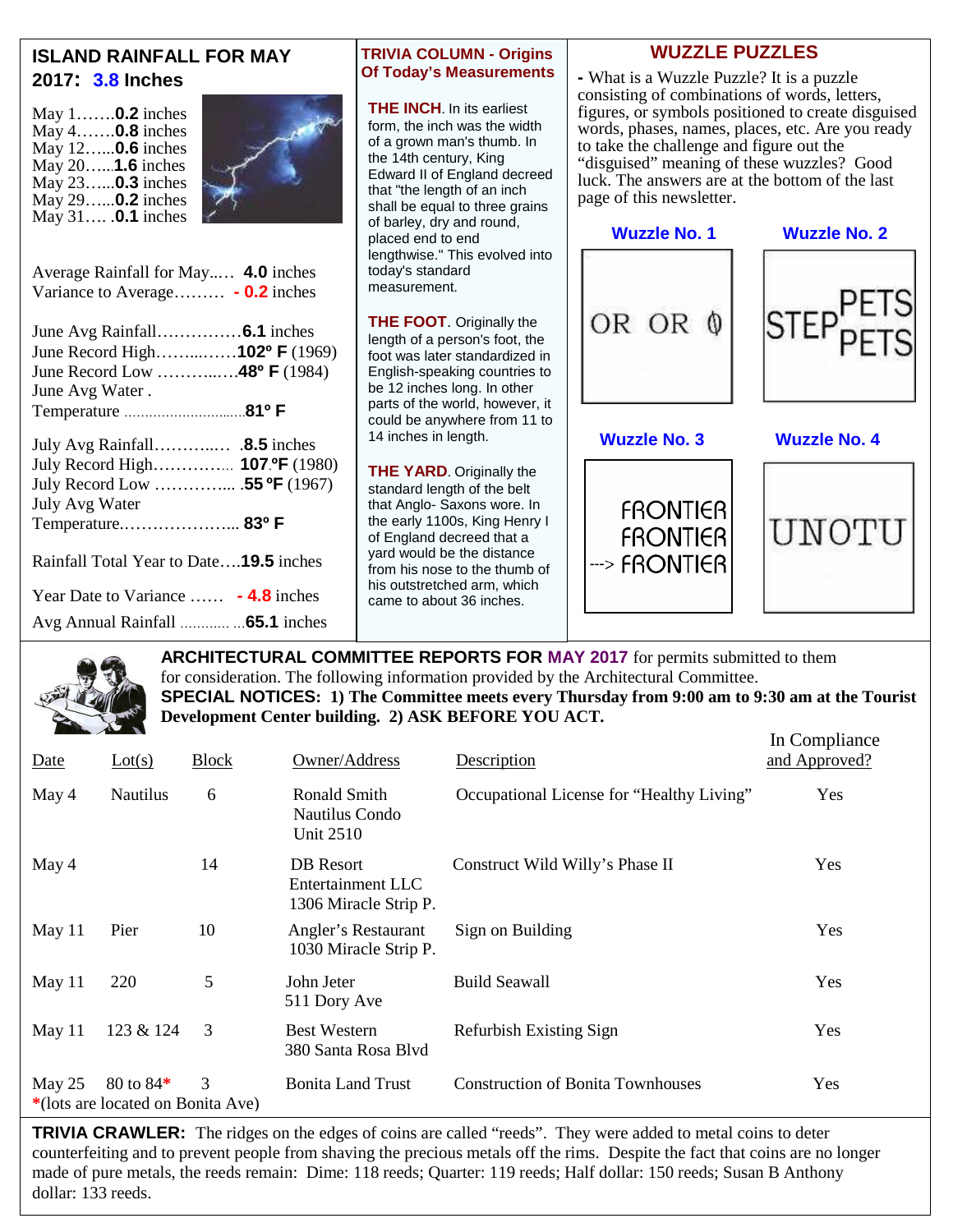## ISLAND RAINFALL FOR MAY 2017: 3.8 Inches

May 1…….**0.2** inches
May 4…….**0.8** inches
May 12…...**0.6** inches
May 20…...**1.6** inches
May 23…...**0.3** inches
May 29…...**0.2** inches
May 31…. .**0.1** inches

Average Rainfall for May..… **4.0** inches
Variance to Average……… **- 0.2** inches

June Avg Rainfall……………**6.1** inches
June Record High……..……**102º F** (1969)
June Record Low ………..….**48º F** (1984)
June Avg Water . Temperature ……………………….**81º F**

July Avg Rainfall………..… .**8.5** inches
July Record High………….. **107.ºF** (1980)
July Record Low …………... .**55 ºF** (1967)
July Avg Water Temperature.………………... **83º F**

Rainfall Total Year to Date….**19.5** inches

Year Date to Variance …… **- 4.8** inches

Avg Annual Rainfall ………… …**65.1** inches

## TRIVIA COLUMN - Origins Of Today's Measurements

**THE INCH**. In its earliest form, the inch was the width of a grown man's thumb. In the 14th century, King Edward II of England decreed that "the length of an inch shall be equal to three grains of barley, dry and round, placed end to end lengthwise." This evolved into today's standard measurement.

**THE FOOT**. Originally the length of a person's foot, the foot was later standardized in English-speaking countries to be 12 inches long. In other parts of the world, however, it could be anywhere from 11 to 14 inches in length.

**THE YARD**. Originally the standard length of the belt that Anglo- Saxons wore. In the early 1100s, King Henry I of England decreed that a yard would be the distance from his nose to the thumb of his outstretched arm, which came to about 36 inches.

## WUZZLE PUZZLES

**-** What is a Wuzzle Puzzle? It is a puzzle consisting of combinations of words, letters, figures, or symbols positioned to create disguised words, phases, names, places, etc. Are you ready to take the challenge and figure out the "disguised" meaning of these wuzzles? Good luck. The answers are at the bottom of the last page of this newsletter.

**Wuzzle No. 1**

OR OR 0

**Wuzzle No. 2**

STEP PETS PETS

**Wuzzle No. 3**

FRONTIER
FRONTIER
---> FRONTIER

**Wuzzle No. 4**

UNOTU

## ARCHITECTURAL COMMITTEE REPORTS FOR MAY 2017

for permits submitted to them for consideration. The following information provided by the Architectural Committee.

**SPECIAL NOTICES: 1) The Committee meets every Thursday from 9:00 am to 9:30 am at the Tourist Development Center building. 2) ASK BEFORE YOU ACT.**

| Date | Lot(s) | Block | Owner/Address | Description | In Compliance and Approved? |
|---|---|---|---|---|---|
| May 4 | Nautilus | 6 | Ronald Smith, Nautilus Condo, Unit 2510 | Occupational License for "Healthy Living" | Yes |
| May 4 | | 14 | DB Resort Entertainment LLC, 1306 Miracle Strip P. | Construct Wild Willy's Phase II | Yes |
| May 11 | Pier | 10 | Angler's Restaurant, 1030 Miracle Strip P. | Sign on Building | Yes |
| May 11 | 220 | 5 | John Jeter, 511 Dory Ave | Build Seawall | Yes |
| May 11 | 123 & 124 | 3 | Best Western, 380 Santa Rosa Blvd | Refurbish Existing Sign | Yes |
| May 25 | 80 to 84* | 3 | Bonita Land Trust | Construction of Bonita Townhouses | Yes |

*(lots are located on Bonita Ave)

**TRIVIA CRAWLER:** The ridges on the edges of coins are called "reeds". They were added to metal coins to deter counterfeiting and to prevent people from shaving the precious metals off the rims. Despite the fact that coins are no longer made of pure metals, the reeds remain: Dime: 118 reeds; Quarter: 119 reeds; Half dollar: 150 reeds; Susan B Anthony dollar: 133 reeds.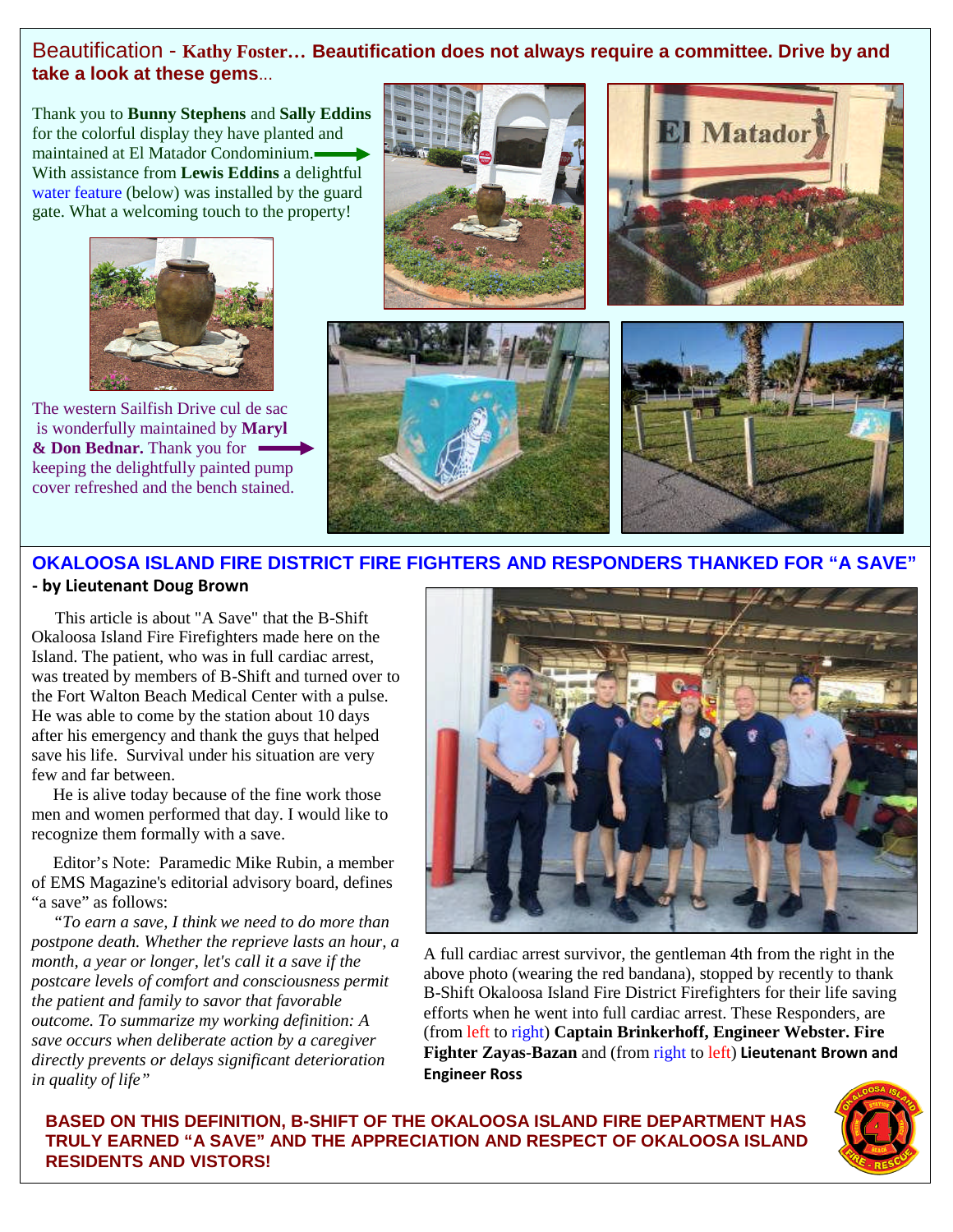## Beautification - Kathy Foster… Beautification does not always require a committee. Drive by and take a look at these gems...

Thank you to **Bunny Stephens** and **Sally Eddins** for the colorful display they have planted and maintained at El Matador Condominium. With assistance from **Lewis Eddins** a delightful water feature (below) was installed by the guard gate. What a welcoming touch to the property!

The western Sailfish Drive cul de sac is wonderfully maintained by **Maryl & Don Bednar.** Thank you for keeping the delightfully painted pump cover refreshed and the bench stained.

## OKALOOSA ISLAND FIRE DISTRICT FIRE FIGHTERS AND RESPONDERS THANKED FOR "A SAVE"

**- by Lieutenant Doug Brown**

This article is about "A Save" that the B-Shift Okaloosa Island Fire Firefighters made here on the Island. The patient, who was in full cardiac arrest, was treated by members of B-Shift and turned over to the Fort Walton Beach Medical Center with a pulse. He was able to come by the station about 10 days after his emergency and thank the guys that helped save his life. Survival under his situation are very few and far between.

He is alive today because of the fine work those men and women performed that day. I would like to recognize them formally with a save.

Editor's Note: Paramedic Mike Rubin, a member of EMS Magazine's editorial advisory board, defines "a save" as follows:

*"To earn a save, I think we need to do more than postpone death. Whether the reprieve lasts an hour, a month, a year or longer, let's call it a save if the postcare levels of comfort and consciousness permit the patient and family to savor that favorable outcome. To summarize my working definition: A save occurs when deliberate action by a caregiver directly prevents or delays significant deterioration in quality of life"*

A full cardiac arrest survivor, the gentleman 4th from the right in the above photo (wearing the red bandana), stopped by recently to thank B-Shift Okaloosa Island Fire District Firefighters for their life saving efforts when he went into full cardiac arrest. These Responders, are (from left to right) **Captain Brinkerhoff, Engineer Webster. Fire Fighter Zayas-Bazan** and (from right to left) **Lieutenant Brown and Engineer Ross**

**BASED ON THIS DEFINITION, B-SHIFT OF THE OKALOOSA ISLAND FIRE DEPARTMENT HAS TRULY EARNED "A SAVE" AND THE APPRECIATION AND RESPECT OF OKALOOSA ISLAND RESIDENTS AND VISTORS!**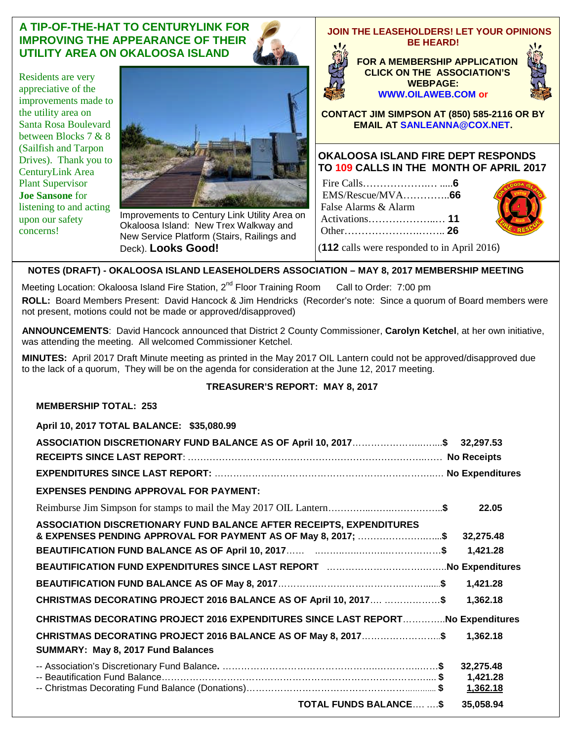## A TIP-OF-THE-HAT TO CENTURYLINK FOR IMPROVING THE APPEARANCE OF THEIR UTILITY AREA ON OKALOOSA ISLAND

Residents are very appreciative of the improvements made to the utility area on Santa Rosa Boulevard between Blocks 7 & 8 (Sailfish and Tarpon Drives). Thank you to CenturyLink Area Plant Supervisor **Joe Sansone** for listening to and acting upon our safety concerns!

Improvements to Century Link Utility Area on Okaloosa Island: New Trex Walkway and New Service Platform (Stairs, Railings and Deck). **Looks Good!**

## JOIN THE LEASEHOLDERS! LET YOUR OPINIONS BE HEARD!

**FOR A MEMBERSHIP APPLICATION CLICK ON THE ASSOCIATION'S WEBPAGE: WWW.OILAWEB.COM or**

**CONTACT JIM SIMPSON AT (850) 585-2116 OR BY EMAIL AT SANLEANNA@COX.NET.**

## OKALOOSA ISLAND FIRE DEPT RESPONDS TO 109 CALLS IN THE MONTH OF APRIL 2017

Fire Calls……………….… .....**6**
EMS/Rescue/MVA…………..**66**
False Alarms & Alarm Activations………………..… **11**
Other……………………….….. **26**

(**112** calls were responded to in April 2016)

## NOTES (DRAFT) - OKALOOSA ISLAND LEASEHOLDERS ASSOCIATION – MAY 8, 2017 MEMBERSHIP MEETING

Meeting Location: Okaloosa Island Fire Station, 2nd Floor Training Room    Call to Order: 7:00 pm

**ROLL:** Board Members Present: David Hancock & Jim Hendricks (Recorder's note: Since a quorum of Board members were not present, motions could not be made or approved/disapproved)

**ANNOUNCEMENTS**: David Hancock announced that District 2 County Commissioner, **Carolyn Ketchel**, at her own initiative, was attending the meeting. All welcomed Commissioner Ketchel.

**MINUTES:** April 2017 Draft Minute meeting as printed in the May 2017 OIL Lantern could not be approved/disapproved due to the lack of a quorum, They will be on the agenda for consideration at the June 12, 2017 meeting.

### TREASURER'S REPORT: MAY 8, 2017

**MEMBERSHIP TOTAL: 253**

**April 10, 2017 TOTAL BALANCE: $35,080.99**

**ASSOCIATION DISCRETIONARY FUND BALANCE AS OF April 10, 2017……………………..…..$ 32,297.53**

**RECEIPTS SINCE LAST REPORT**: ……………………………………………………………..…… **No Receipts**

**EXPENDITURES SINCE LAST REPORT:** …………………………………………………………..… **No Expenditures**

**EXPENSES PENDING APPROVAL FOR PAYMENT:**

Reimburse Jim Simpson for stamps to mail the May 2017 OIL Lantern…………..……..……………..**$ 22.05**

**ASSOCIATION DISCRETIONARY FUND BALANCE AFTER RECEIPTS, EXPENDITURES & EXPENSES PENDING APPROVAL FOR PAYMENT AS OF May 8, 2017; ……………………....$ 32,275.48**

**BEAUTIFICATION FUND BALANCE AS OF April 10, 2017…… ……..………..……………………$ 1,421.28**

**BEAUTIFICATION FUND EXPENDITURES SINCE LAST REPORT ……………………………..…..No Expenditures**

**BEAUTIFICATION FUND BALANCE AS OF May 8, 2017……………………………………………......$ 1,421.28**

**CHRISTMAS DECORATING PROJECT 2016 BALANCE AS OF April 10, 2017…. ………………$ 1,362.18**

**CHRISTMAS DECORATING PROJECT 2016 EXPENDITURES SINCE LAST REPORT…………..No Expenditures**

**CHRISTMAS DECORATING PROJECT 2016 BALANCE AS OF May 8, 2017……………………..$ 1,362.18**

**SUMMARY: May 8, 2017 Fund Balances**

-- Association's Discretionary Fund Balance. …………………………………………………………$ **32,275.48**
-- Beautification Fund Balance…………………………………………………………………………$ **1,421.28**
-- Christmas Decorating Fund Balance (Donations)…………………………………………………$ **1,362.18**

**TOTAL FUNDS BALANCE…. ….$ 35,058.94**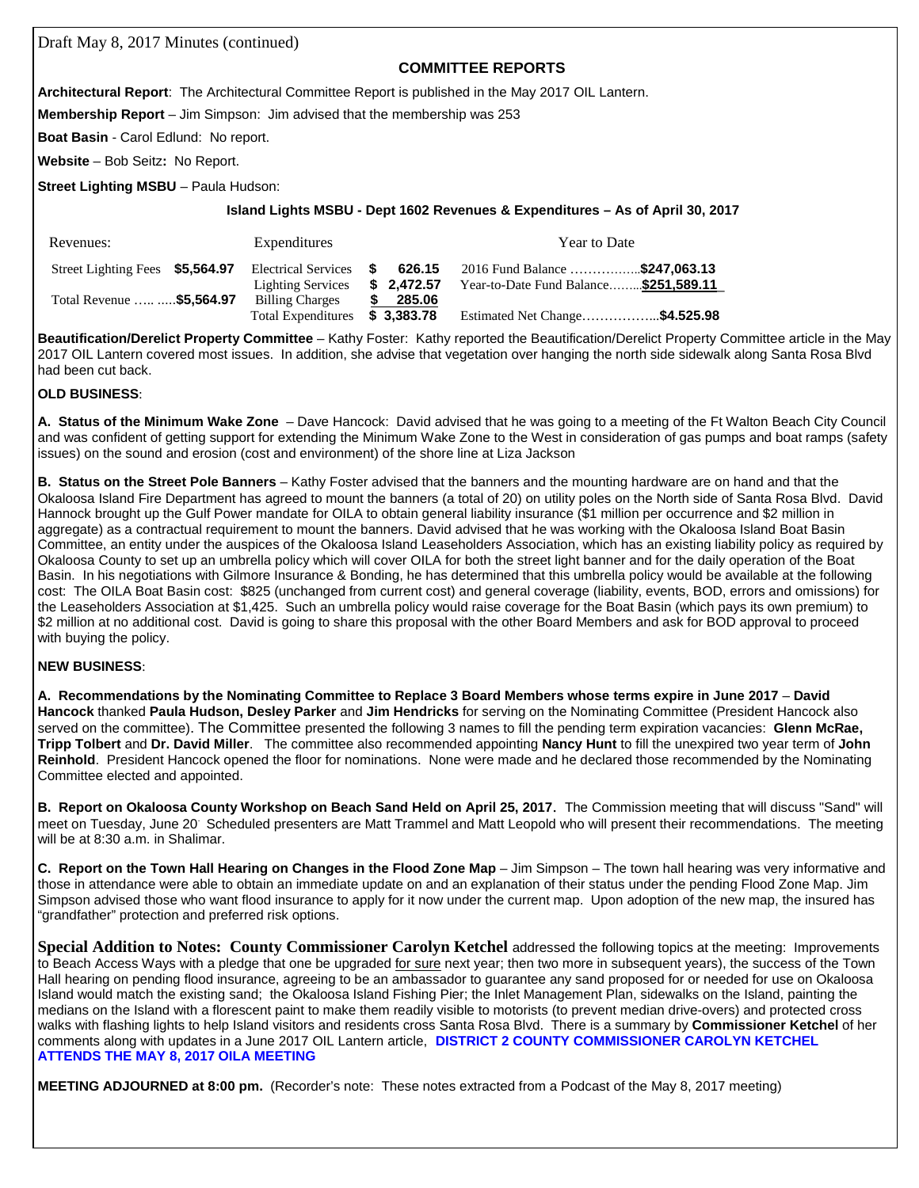Draft May 8, 2017 Minutes (continued)

## COMMITTEE REPORTS

**Architectural Report**: The Architectural Committee Report is published in the May 2017 OIL Lantern.

**Membership Report** – Jim Simpson: Jim advised that the membership was 253

**Boat Basin** - Carol Edlund: No report.

**Website** – Bob Seitz**:** No Report.

**Street Lighting MSBU** – Paula Hudson:

**Island Lights MSBU - Dept 1602 Revenues & Expenditures – As of April 30, 2017**

| Revenues: | | Expenditures | | Year to Date |
|---|---|---|---|---|
| Street Lighting Fees | **$5,564.97** | Electrical Services | **$ 626.15** | 2016 Fund Balance ……….…...**$247,063.13** |
| | | Lighting Services | **$ 2,472.57** | Year-to-Date Fund Balance……...**$251,589.11** |
| Total Revenue ….. ..... | **$5,564.97** | Billing Charges | **$ 285.06** | |
| | | Total Expenditures | **$ 3,383.78** | Estimated Net Change……………...**$4.525.98** |

**Beautification/Derelict Property Committee** – Kathy Foster: Kathy reported the Beautification/Derelict Property Committee article in the May 2017 OIL Lantern covered most issues. In addition, she advise that vegetation over hanging the north side sidewalk along Santa Rosa Blvd had been cut back.

**OLD BUSINESS**:

**A. Status of the Minimum Wake Zone** – Dave Hancock: David advised that he was going to a meeting of the Ft Walton Beach City Council and was confident of getting support for extending the Minimum Wake Zone to the West in consideration of gas pumps and boat ramps (safety issues) on the sound and erosion (cost and environment) of the shore line at Liza Jackson

**B. Status on the Street Pole Banners** – Kathy Foster advised that the banners and the mounting hardware are on hand and that the Okaloosa Island Fire Department has agreed to mount the banners (a total of 20) on utility poles on the North side of Santa Rosa Blvd. David Hannock brought up the Gulf Power mandate for OILA to obtain general liability insurance ($1 million per occurrence and $2 million in aggregate) as a contractual requirement to mount the banners. David advised that he was working with the Okaloosa Island Boat Basin Committee, an entity under the auspices of the Okaloosa Island Leaseholders Association, which has an existing liability policy as required by Okaloosa County to set up an umbrella policy which will cover OILA for both the street light banner and for the daily operation of the Boat Basin. In his negotiations with Gilmore Insurance & Bonding, he has determined that this umbrella policy would be available at the following cost: The OILA Boat Basin cost: $825 (unchanged from current cost) and general coverage (liability, events, BOD, errors and omissions) for the Leaseholders Association at $1,425. Such an umbrella policy would raise coverage for the Boat Basin (which pays its own premium) to $2 million at no additional cost. David is going to share this proposal with the other Board Members and ask for BOD approval to proceed with buying the policy.

**NEW BUSINESS**:

**A. Recommendations by the Nominating Committee to Replace 3 Board Members whose terms expire in June 2017** – **David Hancock** thanked **Paula Hudson, Desley Parker** and **Jim Hendricks** for serving on the Nominating Committee (President Hancock also served on the committee). The Committee presented the following 3 names to fill the pending term expiration vacancies: **Glenn McRae, Tripp Tolbert** and **Dr. David Miller**. The committee also recommended appointing **Nancy Hunt** to fill the unexpired two year term of **John Reinhold**. President Hancock opened the floor for nominations. None were made and he declared those recommended by the Nominating Committee elected and appointed.

**B. Report on Okaloosa County Workshop on Beach Sand Held on April 25, 2017**. The Commission meeting that will discuss "Sand" will meet on Tuesday, June 20. Scheduled presenters are Matt Trammel and Matt Leopold who will present their recommendations. The meeting will be at 8:30 a.m. in Shalimar.

**C. Report on the Town Hall Hearing on Changes in the Flood Zone Map** – Jim Simpson – The town hall hearing was very informative and those in attendance were able to obtain an immediate update on and an explanation of their status under the pending Flood Zone Map. Jim Simpson advised those who want flood insurance to apply for it now under the current map. Upon adoption of the new map, the insured has "grandfather" protection and preferred risk options.

**Special Addition to Notes: County Commissioner Carolyn Ketchel** addressed the following topics at the meeting: Improvements to Beach Access Ways with a pledge that one be upgraded for sure next year; then two more in subsequent years), the success of the Town Hall hearing on pending flood insurance, agreeing to be an ambassador to guarantee any sand proposed for or needed for use on Okaloosa Island would match the existing sand; the Okaloosa Island Fishing Pier; the Inlet Management Plan, sidewalks on the Island, painting the medians on the Island with a florescent paint to make them readily visible to motorists (to prevent median drive-overs) and protected cross walks with flashing lights to help Island visitors and residents cross Santa Rosa Blvd. There is a summary by **Commissioner Ketchel** of her comments along with updates in a June 2017 OIL Lantern article, **DISTRICT 2 COUNTY COMMISSIONER CAROLYN KETCHEL ATTENDS THE MAY 8, 2017 OILA MEETING**

**MEETING ADJOURNED at 8:00 pm.** (Recorder's note: These notes extracted from a Podcast of the May 8, 2017 meeting)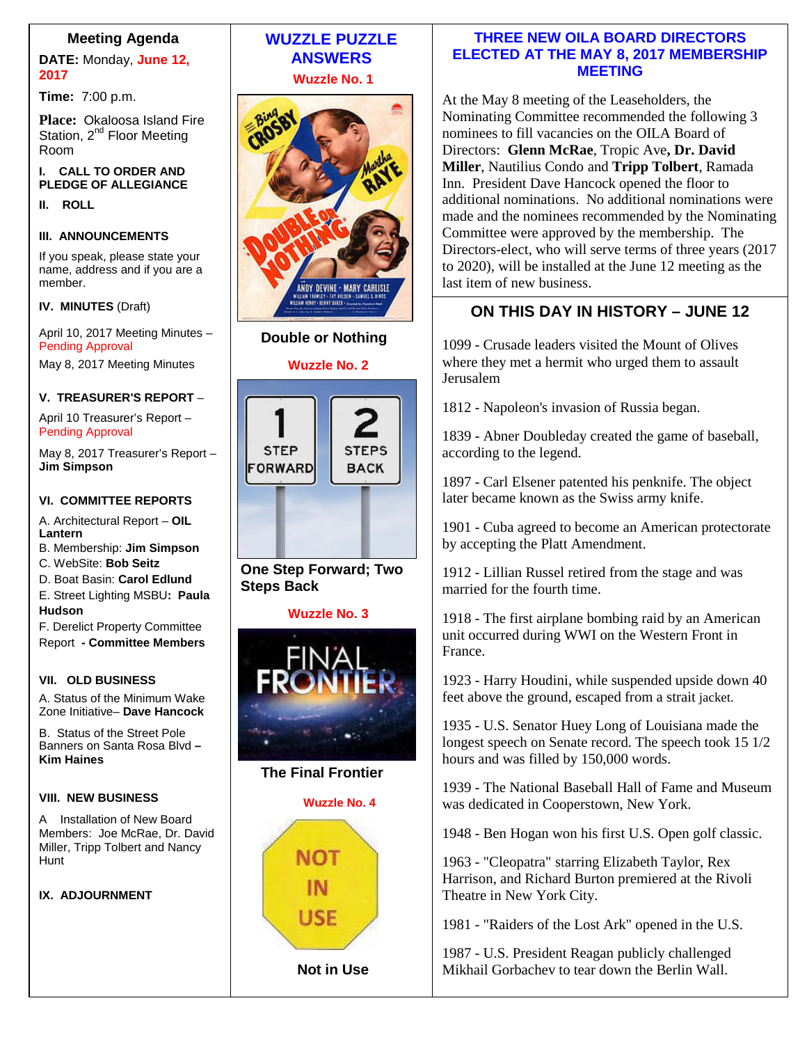## Meeting Agenda

**DATE:** Monday, June 12, 2017

**Time:** 7:00 p.m.

**Place:** Okaloosa Island Fire Station, 2nd Floor Meeting Room

**I. CALL TO ORDER AND PLEDGE OF ALLEGIANCE**

**II. ROLL**

**III. ANNOUNCEMENTS**

If you speak, please state your name, address and if you are a member.

**IV. MINUTES** (Draft)

April 10, 2017 Meeting Minutes – Pending Approval

May 8, 2017 Meeting Minutes

**V. TREASURER'S REPORT** –

April 10 Treasurer's Report – Pending Approval

May 8, 2017 Treasurer's Report – **Jim Simpson**

**VI. COMMITTEE REPORTS**

A. Architectural Report – **OIL Lantern**
B. Membership: **Jim Simpson**
C. WebSite: **Bob Seitz**
D. Boat Basin: **Carol Edlund**
E. Street Lighting MSBU**: Paula Hudson**
F. Derelict Property Committee Report **- Committee Members**

**VII. OLD BUSINESS**

A. Status of the Minimum Wake Zone Initiative– **Dave Hancock**

B. Status of the Street Pole Banners on Santa Rosa Blvd **– Kim Haines**

**VIII. NEW BUSINESS**

A Installation of New Board Members: Joe McRae, Dr. David Miller, Tripp Tolbert and Nancy Hunt

**IX. ADJOURNMENT**

## WUZZLE PUZZLE ANSWERS

**Wuzzle No. 1**

**Double or Nothing**

**Wuzzle No. 2**

**One Step Forward; Two Steps Back**

**Wuzzle No. 3**

**The Final Frontier**

**Wuzzle No. 4**

**Not in Use**

## THREE NEW OILA BOARD DIRECTORS ELECTED AT THE MAY 8, 2017 MEMBERSHIP MEETING

At the May 8 meeting of the Leaseholders, the Nominating Committee recommended the following 3 nominees to fill vacancies on the OILA Board of Directors: **Glenn McRae**, Tropic Ave**, Dr. David Miller**, Nautilius Condo and **Tripp Tolbert**, Ramada Inn. President Dave Hancock opened the floor to additional nominations. No additional nominations were made and the nominees recommended by the Nominating Committee were approved by the membership. The Directors-elect, who will serve terms of three years (2017 to 2020), will be installed at the June 12 meeting as the last item of new business.

## ON THIS DAY IN HISTORY – JUNE 12

1099 - Crusade leaders visited the Mount of Olives where they met a hermit who urged them to assault Jerusalem

1812 - Napoleon's invasion of Russia began.

1839 - Abner Doubleday created the game of baseball, according to the legend.

1897 - Carl Elsener patented his penknife. The object later became known as the Swiss army knife.

1901 - Cuba agreed to become an American protectorate by accepting the Platt Amendment.

1912 - Lillian Russel retired from the stage and was married for the fourth time.

1918 - The first airplane bombing raid by an American unit occurred during WWI on the Western Front in France.

1923 - Harry Houdini, while suspended upside down 40 feet above the ground, escaped from a strait jacket.

1935 - U.S. Senator Huey Long of Louisiana made the longest speech on Senate record. The speech took 15 1/2 hours and was filled by 150,000 words.

1939 - The National Baseball Hall of Fame and Museum was dedicated in Cooperstown, New York.

1948 - Ben Hogan won his first U.S. Open golf classic.

1963 - "Cleopatra" starring Elizabeth Taylor, Rex Harrison, and Richard Burton premiered at the Rivoli Theatre in New York City.

1981 - "Raiders of the Lost Ark" opened in the U.S.

1987 - U.S. President Reagan publicly challenged Mikhail Gorbachev to tear down the Berlin Wall.